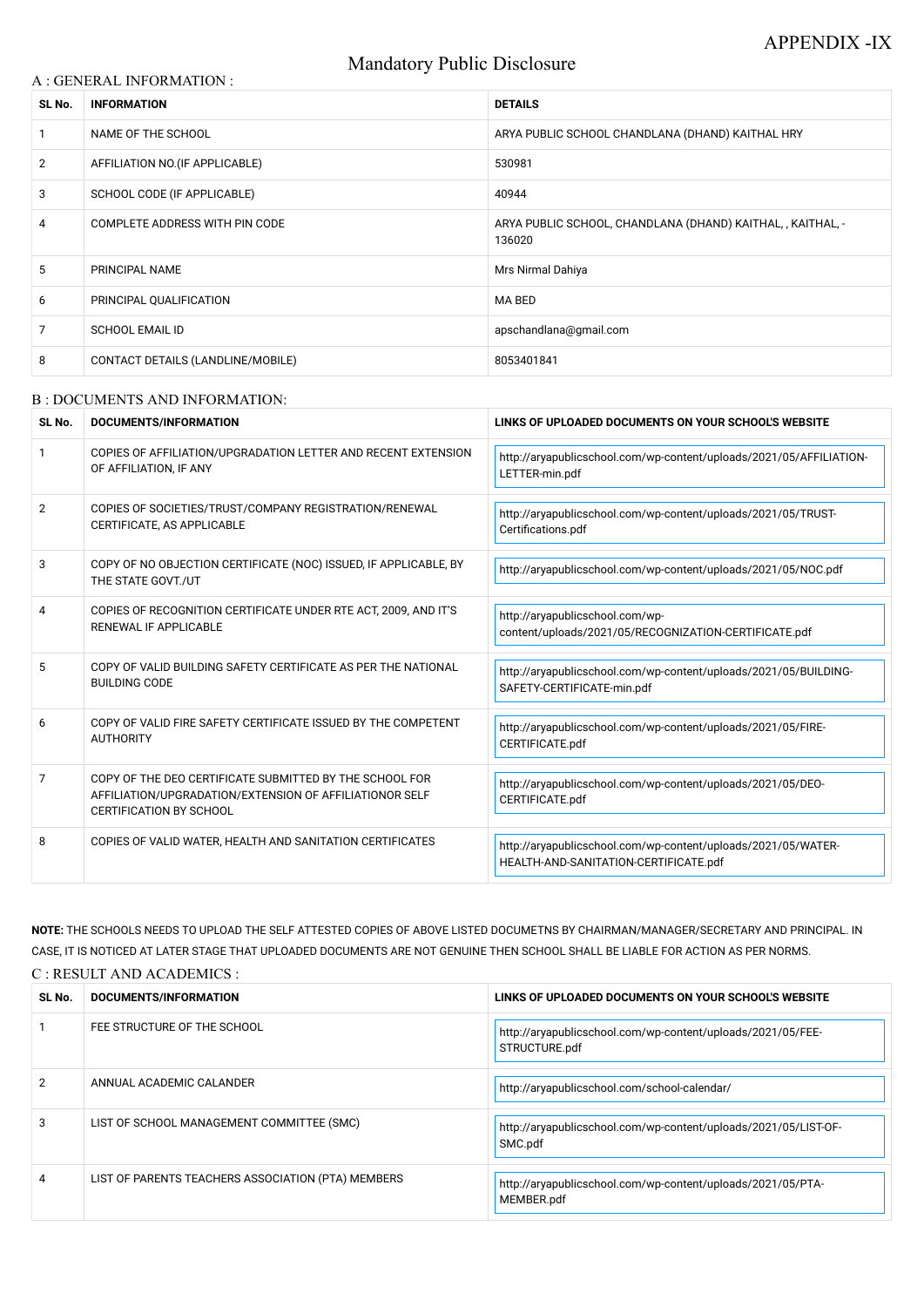APPENDIX -IX

# Mandatory Public Disclosure

## A : GENERAL INFORMATION :

| SL No. | INFORMATION | DETAILS |
|---|---|---|
| 1 | NAME OF THE SCHOOL | ARYA PUBLIC SCHOOL CHANDLANA (DHAND) KAITHAL HRY |
| 2 | AFFILIATION NO.(IF APPLICABLE) | 530981 |
| 3 | SCHOOL CODE (IF APPLICABLE) | 40944 |
| 4 | COMPLETE ADDRESS WITH PIN CODE | ARYA PUBLIC SCHOOL, CHANDLANA (DHAND) KAITHAL, , KAITHAL, - 136020 |
| 5 | PRINCIPAL NAME | Mrs Nirmal Dahiya |
| 6 | PRINCIPAL QUALIFICATION | MA BED |
| 7 | SCHOOL EMAIL ID | apschandlana@gmail.com |
| 8 | CONTACT DETAILS (LANDLINE/MOBILE) | 8053401841 |

## B : DOCUMENTS AND INFORMATION:

| SL No. | DOCUMENTS/INFORMATION | LINKS OF UPLOADED DOCUMENTS ON YOUR SCHOOL'S WEBSITE |
|---|---|---|
| 1 | COPIES OF AFFILIATION/UPGRADATION LETTER AND RECENT EXTENSION OF AFFILIATION, IF ANY | http://aryapublicschool.com/wp-content/uploads/2021/05/AFFILIATION-LETTER-min.pdf |
| 2 | COPIES OF SOCIETIES/TRUST/COMPANY REGISTRATION/RENEWAL CERTIFICATE, AS APPLICABLE | http://aryapublicschool.com/wp-content/uploads/2021/05/TRUST-Certifications.pdf |
| 3 | COPY OF NO OBJECTION CERTIFICATE (NOC) ISSUED, IF APPLICABLE, BY THE STATE GOVT./UT | http://aryapublicschool.com/wp-content/uploads/2021/05/NOC.pdf |
| 4 | COPIES OF RECOGNITION CERTIFICATE UNDER RTE ACT, 2009, AND IT'S RENEWAL IF APPLICABLE | http://aryapublicschool.com/wp-content/uploads/2021/05/RECOGNIZATION-CERTIFICATE.pdf |
| 5 | COPY OF VALID BUILDING SAFETY CERTIFICATE AS PER THE NATIONAL BUILDING CODE | http://aryapublicschool.com/wp-content/uploads/2021/05/BUILDING-SAFETY-CERTIFICATE-min.pdf |
| 6 | COPY OF VALID FIRE SAFETY CERTIFICATE ISSUED BY THE COMPETENT AUTHORITY | http://aryapublicschool.com/wp-content/uploads/2021/05/FIRE-CERTIFICATE.pdf |
| 7 | COPY OF THE DEO CERTIFICATE SUBMITTED BY THE SCHOOL FOR AFFILIATION/UPGRADATION/EXTENSION OF AFFILIATIONOR SELF CERTIFICATION BY SCHOOL | http://aryapublicschool.com/wp-content/uploads/2021/05/DEO-CERTIFICATE.pdf |
| 8 | COPIES OF VALID WATER, HEALTH AND SANITATION CERTIFICATES | http://aryapublicschool.com/wp-content/uploads/2021/05/WATER-HEALTH-AND-SANITATION-CERTIFICATE.pdf |

**NOTE:** THE SCHOOLS NEEDS TO UPLOAD THE SELF ATTESTED COPIES OF ABOVE LISTED DOCUMETNS BY CHAIRMAN/MANAGER/SECRETARY AND PRINCIPAL. IN CASE, IT IS NOTICED AT LATER STAGE THAT UPLOADED DOCUMENTS ARE NOT GENUINE THEN SCHOOL SHALL BE LIABLE FOR ACTION AS PER NORMS.

## C : RESULT AND ACADEMICS :

| SL No. | DOCUMENTS/INFORMATION | LINKS OF UPLOADED DOCUMENTS ON YOUR SCHOOL'S WEBSITE |
|---|---|---|
| 1 | FEE STRUCTURE OF THE SCHOOL | http://aryapublicschool.com/wp-content/uploads/2021/05/FEE-STRUCTURE.pdf |
| 2 | ANNUAL ACADEMIC CALANDER | http://aryapublicschool.com/school-calendar/ |
| 3 | LIST OF SCHOOL MANAGEMENT COMMITTEE (SMC) | http://aryapublicschool.com/wp-content/uploads/2021/05/LIST-OF-SMC.pdf |
| 4 | LIST OF PARENTS TEACHERS ASSOCIATION (PTA) MEMBERS | http://aryapublicschool.com/wp-content/uploads/2021/05/PTA-MEMBER.pdf |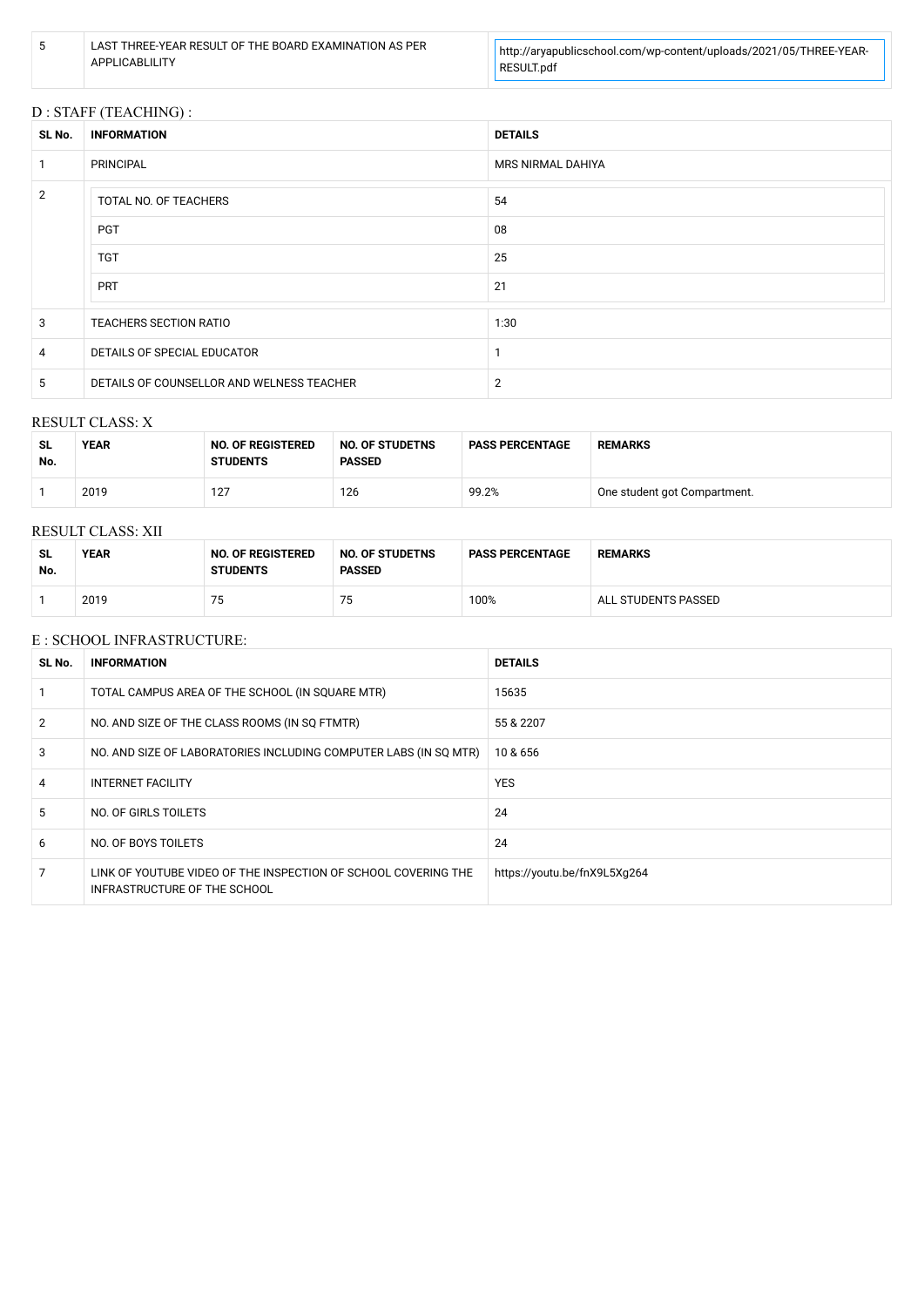| | | |
|---|---|---|
| 5 | LAST THREE-YEAR RESULT OF THE BOARD EXAMINATION AS PER APPLICABLILITY | http://aryapublicschool.com/wp-content/uploads/2021/05/THREE-YEAR-RESULT.pdf |

## D : STAFF (TEACHING) :

| SL No. | INFORMATION | DETAILS |
|---|---|---|
| 1 | PRINCIPAL | MRS NIRMAL DAHIYA |
| 2 | TOTAL NO. OF TEACHERS | 54 |
| | PGT | 08 |
| | TGT | 25 |
| | PRT | 21 |
| 3 | TEACHERS SECTION RATIO | 1:30 |
| 4 | DETAILS OF SPECIAL EDUCATOR | 1 |
| 5 | DETAILS OF COUNSELLOR AND WELNESS TEACHER | 2 |

## RESULT CLASS: X

| SL No. | YEAR | NO. OF REGISTERED STUDENTS | NO. OF STUDETNS PASSED | PASS PERCENTAGE | REMARKS |
|---|---|---|---|---|---|
| 1 | 2019 | 127 | 126 | 99.2% | One student got Compartment. |

## RESULT CLASS: XII

| SL No. | YEAR | NO. OF REGISTERED STUDENTS | NO. OF STUDETNS PASSED | PASS PERCENTAGE | REMARKS |
|---|---|---|---|---|---|
| 1 | 2019 | 75 | 75 | 100% | ALL STUDENTS PASSED |

## E : SCHOOL INFRASTRUCTURE:

| SL No. | INFORMATION | DETAILS |
|---|---|---|
| 1 | TOTAL CAMPUS AREA OF THE SCHOOL (IN SQUARE MTR) | 15635 |
| 2 | NO. AND SIZE OF THE CLASS ROOMS (IN SQ FTMTR) | 55 & 2207 |
| 3 | NO. AND SIZE OF LABORATORIES INCLUDING COMPUTER LABS (IN SQ MTR) | 10 & 656 |
| 4 | INTERNET FACILITY | YES |
| 5 | NO. OF GIRLS TOILETS | 24 |
| 6 | NO. OF BOYS TOILETS | 24 |
| 7 | LINK OF YOUTUBE VIDEO OF THE INSPECTION OF SCHOOL COVERING THE INFRASTRUCTURE OF THE SCHOOL | https://youtu.be/fnX9L5Xg264 |